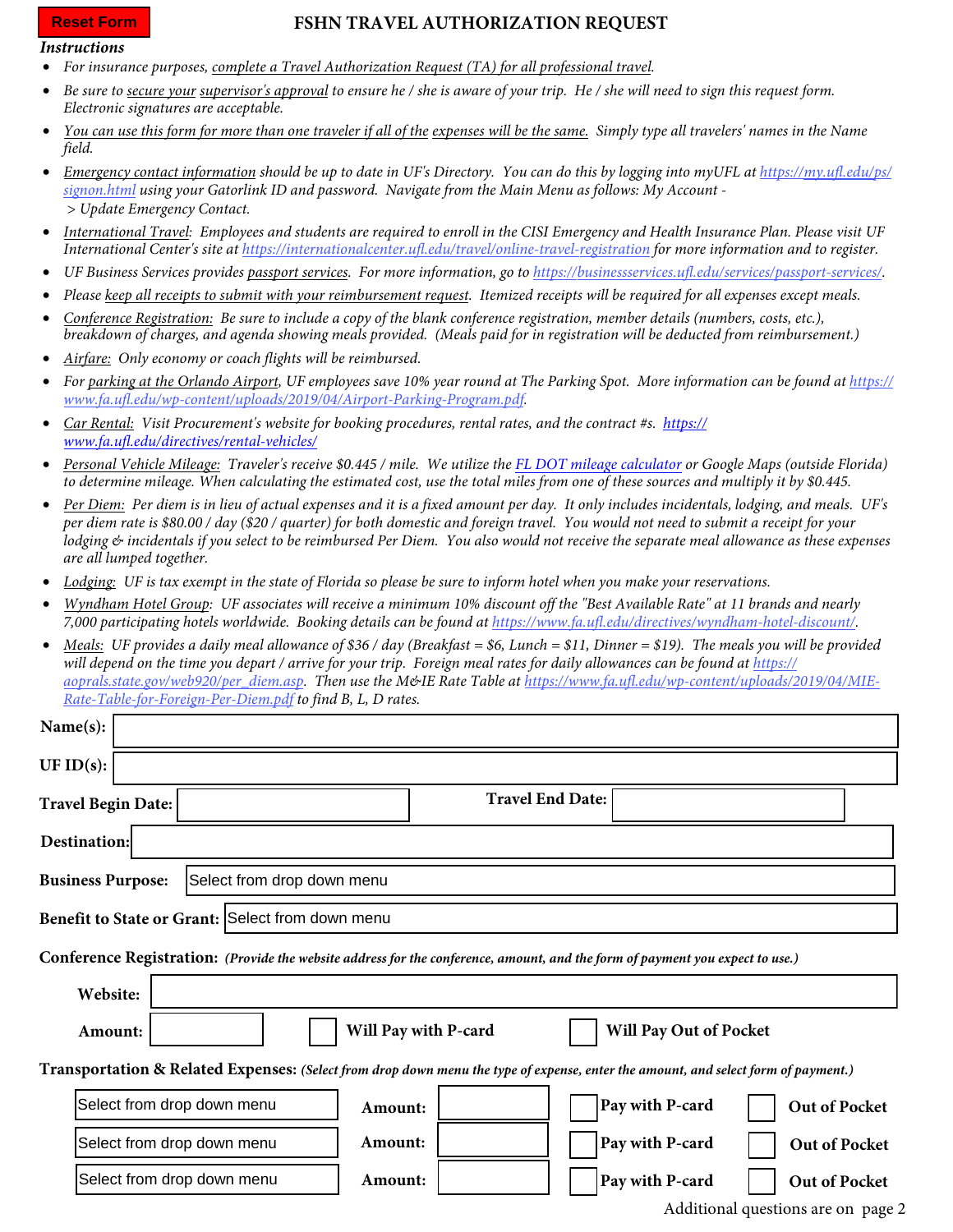Reset Form

# FSHN TRAVEL AUTHORIZATION REQUEST

***Instructions***

- *For insurance purposes, complete a Travel Authorization Request (TA) for all professional travel.*
- *Be sure to secure your supervisor's approval to ensure he / she is aware of your trip. He / she will need to sign this request form. Electronic signatures are acceptable.*
- *You can use this form for more than one traveler if all of the expenses will be the same. Simply type all travelers' names in the Name field.*
- *Emergency contact information should be up to date in UF's Directory. You can do this by logging into myUFL at https://my.ufl.edu/ps/signon.html using your Gatorlink ID and password. Navigate from the Main Menu as follows: My Account - > Update Emergency Contact.*
- *International Travel: Employees and students are required to enroll in the CISI Emergency and Health Insurance Plan. Please visit UF International Center's site at https://internationalcenter.ufl.edu/travel/online-travel-registration for more information and to register.*
- *UF Business Services provides passport services. For more information, go to https://businessservices.ufl.edu/services/passport-services/.*
- *Please keep all receipts to submit with your reimbursement request. Itemized receipts will be required for all expenses except meals.*
- *Conference Registration: Be sure to include a copy of the blank conference registration, member details (numbers, costs, etc.), breakdown of charges, and agenda showing meals provided. (Meals paid for in registration will be deducted from reimbursement.)*
- *Airfare: Only economy or coach flights will be reimbursed.*
- *For parking at the Orlando Airport, UF employees save 10% year round at The Parking Spot. More information can be found at https://www.fa.ufl.edu/wp-content/uploads/2019/04/Airport-Parking-Program.pdf.*
- *Car Rental: Visit Procurement's website for booking procedures, rental rates, and the contract #s. https://www.fa.ufl.edu/directives/rental-vehicles/*
- *Personal Vehicle Mileage: Traveler's receive $0.445 / mile. We utilize the FL DOT mileage calculator or Google Maps (outside Florida) to determine mileage. When calculating the estimated cost, use the total miles from one of these sources and multiply it by $0.445.*
- *Per Diem: Per diem is in lieu of actual expenses and it is a fixed amount per day. It only includes incidentals, lodging, and meals. UF's per diem rate is $80.00 / day ($20 / quarter) for both domestic and foreign travel. You would not need to submit a receipt for your lodging & incidentals if you select to be reimbursed Per Diem. You also would not receive the separate meal allowance as these expenses are all lumped together.*
- *Lodging: UF is tax exempt in the state of Florida so please be sure to inform hotel when you make your reservations.*
- *Wyndham Hotel Group: UF associates will receive a minimum 10% discount off the "Best Available Rate" at 11 brands and nearly 7,000 participating hotels worldwide. Booking details can be found at https://www.fa.ufl.edu/directives/wyndham-hotel-discount/.*
- *Meals: UF provides a daily meal allowance of $36 / day (Breakfast = $6, Lunch = $11, Dinner = $19). The meals you will be provided will depend on the time you depart / arrive for your trip. Foreign meal rates for daily allowances can be found at https://aoprals.state.gov/web920/per_diem.asp. Then use the M&IE Rate Table at https://www.fa.ufl.edu/wp-content/uploads/2019/04/MIE-Rate-Table-for-Foreign-Per-Diem.pdf to find B, L, D rates.*

**Name(s):** ____________________

**UF ID(s):** ____________________

**Travel Begin Date:** ____________ **Travel End Date:** ____________

**Destination:** ____________________

**Business Purpose:** Select from drop down menu

**Benefit to State or Grant:** Select from down menu

**Conference Registration:** ***(Provide the website address for the conference, amount, and the form of payment you expect to use.)***

**Website:** ____________________

**Amount:** ____________ ☐ **Will Pay with P-card** ☐ **Will Pay Out of Pocket**

**Transportation & Related Expenses:** ***(Select from drop down menu the type of expense, enter the amount, and select form of payment.)***

| Expense | Amount | | |
|---|---|---|---|
| Select from drop down menu | **Amount:** | ☐ **Pay with P-card** | ☐ **Out of Pocket** |
| Select from drop down menu | **Amount:** | ☐ **Pay with P-card** | ☐ **Out of Pocket** |
| Select from drop down menu | **Amount:** | ☐ **Pay with P-card** | ☐ **Out of Pocket** |

Additional questions are on page 2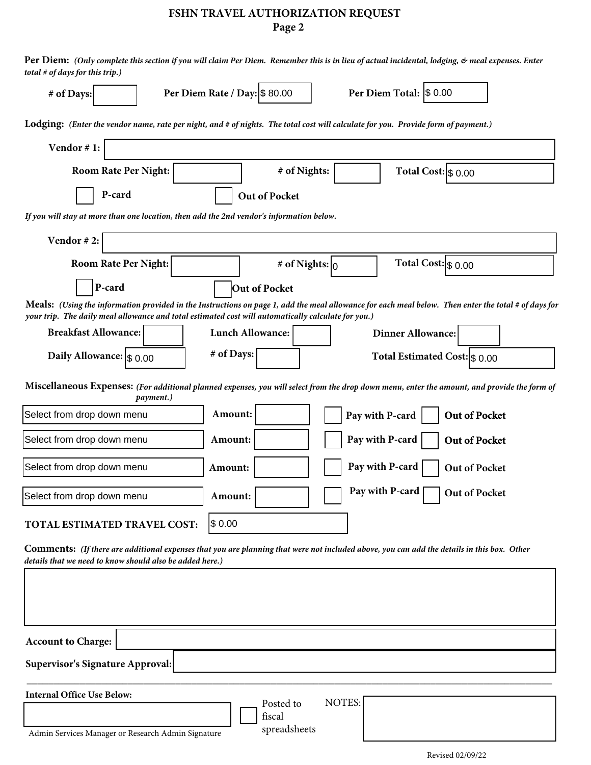# FSHN TRAVEL AUTHORIZATION REQUEST
## Page 2

**Per Diem:** ***(Only complete this section if you will claim Per Diem. Remember this is in lieu of actual incidental, lodging, & meal expenses. Enter total # of days for this trip.)***

**# of Days:** ______ **Per Diem Rate / Day:** $ 80.00 **Per Diem Total:** $ 0.00

**Lodging:** ***(Enter the vendor name, rate per night, and # of nights. The total cost will calculate for you. Provide form of payment.)***

**Vendor # 1:** ______

**Room Rate Per Night:** ______ **# of Nights:** ______ **Total Cost:** $ 0.00

☐ **P-card** ☐ **Out of Pocket**

***If you will stay at more than one location, then add the 2nd vendor's information below.***

**Vendor # 2:** ______

**Room Rate Per Night:** ______ **# of Nights:** 0 **Total Cost:** $ 0.00

☐ **P-card** ☐ **Out of Pocket**

**Meals:** ***(Using the information provided in the Instructions on page 1, add the meal allowance for each meal below. Then enter the total # of days for your trip. The daily meal allowance and total estimated cost will automatically calculate for you.)***

**Breakfast Allowance:** ______ **Lunch Allowance:** ______ **Dinner Allowance:** ______

**Daily Allowance:** $ 0.00 **# of Days:** ______ **Total Estimated Cost:** $ 0.00

**Miscellaneous Expenses:** ***(For additional planned expenses, you will select from the drop down menu, enter the amount, and provide the form of payment.)***

Select from drop down menu **Amount:** ______ ☐ **Pay with P-card** ☐ **Out of Pocket**

Select from drop down menu **Amount:** ______ ☐ **Pay with P-card** ☐ **Out of Pocket**

Select from drop down menu **Amount:** ______ ☐ **Pay with P-card** ☐ **Out of Pocket**

Select from drop down menu **Amount:** ______ ☐ **Pay with P-card** ☐ **Out of Pocket**

**TOTAL ESTIMATED TRAVEL COST:** $ 0.00

**Comments:** ***(If there are additional expenses that you are planning that were not included above, you can add the details in this box. Other details that we need to know should also be added here.)***

______

**Account to Charge:** ______

**Supervisor's Signature Approval:** ______

---

**Internal Office Use Below:**

______
Admin Services Manager or Research Admin Signature

☐ Posted to fiscal spreadsheets

NOTES: ______

Revised 02/09/22